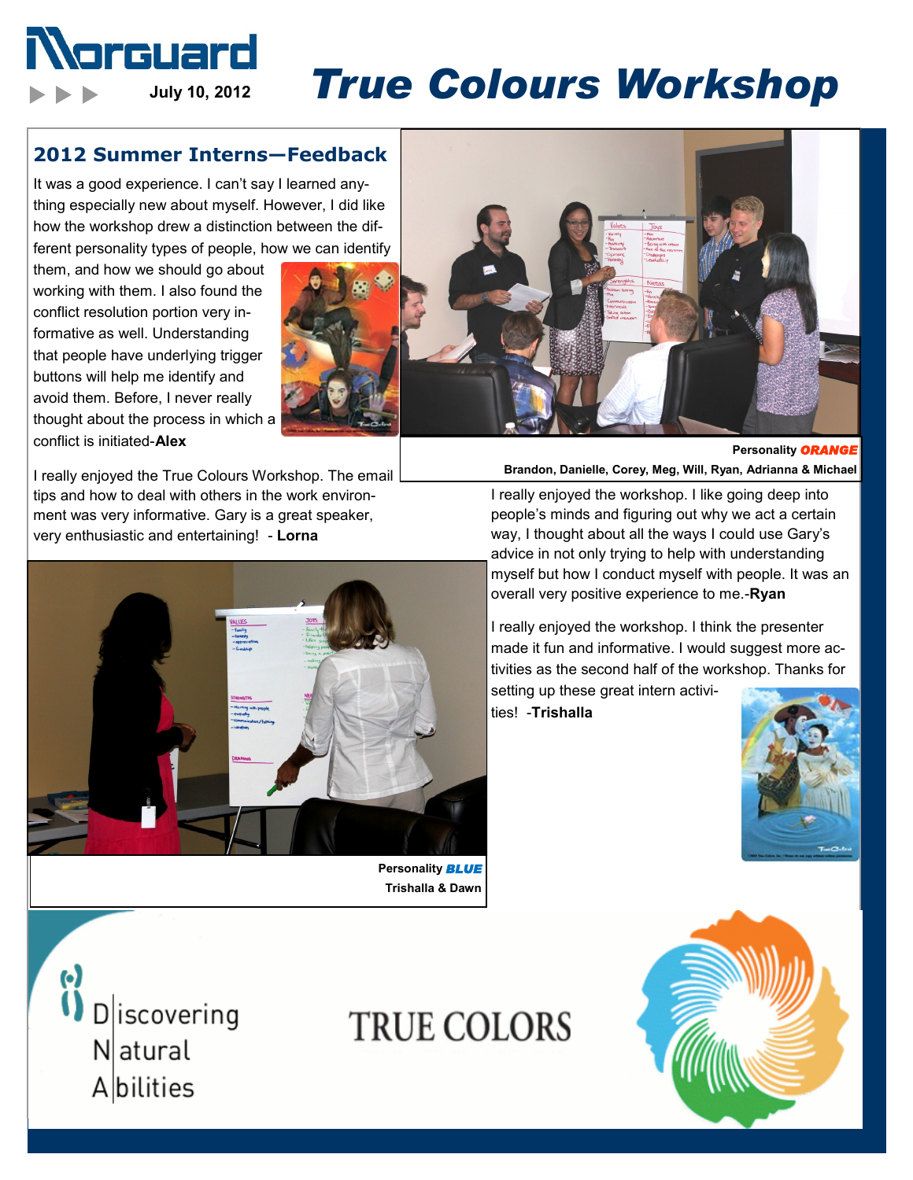# Norguard

July 10, 2012

# True Colours Workshop

## 2012 Summer Interns—Feedback

It was a good experience. I can't say I learned anything especially new about myself. However, I did like how the workshop drew a distinction between the different personality types of people, how we can identify them, and how we should go about working with them. I also found the conflict resolution portion very informative as well. Understanding that people have underlying trigger buttons will help me identify and avoid them. Before, I never really thought about the process in which a conflict is initiated-**Alex**

I really enjoyed the True Colours Workshop. The email tips and how to deal with others in the work environment was very informative. Gary is a great speaker, very enthusiastic and entertaining! - **Lorna**

**Personality *ORANGE***
**Brandon, Danielle, Corey, Meg, Will, Ryan, Adrianna & Michael**

I really enjoyed the workshop. I like going deep into people's minds and figuring out why we act a certain way, I thought about all the ways I could use Gary's advice in not only trying to help with understanding myself but how I conduct myself with people. It was an overall very positive experience to me.-**Ryan**

I really enjoyed the workshop. I think the presenter made it fun and informative. I would suggest more activities as the second half of the workshop. Thanks for setting up these great intern activities! -**Trishalla**

**Personality *BLUE***
**Trishalla & Dawn**

Discovering Natural Abilities

TRUE COLORS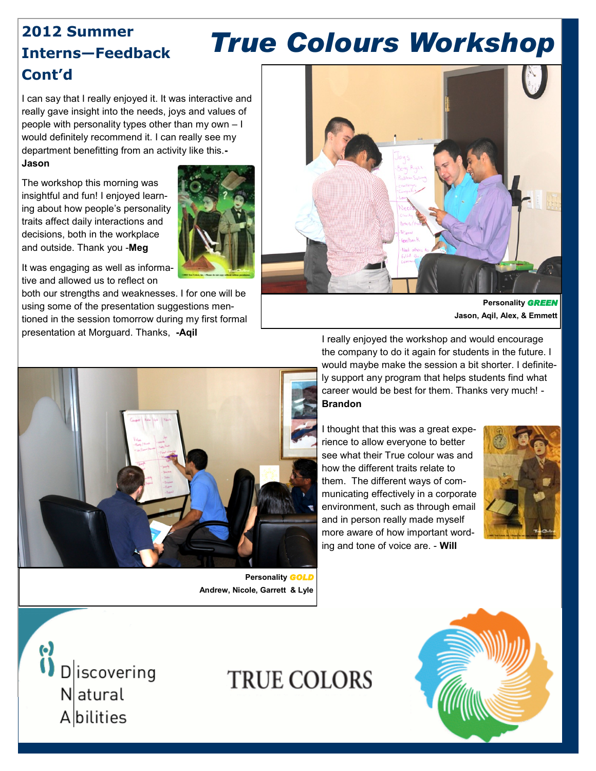## 2012 Summer Interns—Feedback Cont'd

# True Colours Workshop

I can say that I really enjoyed it. It was interactive and really gave insight into the needs, joys and values of people with personality types other than my own – I would definitely recommend it. I can really see my department benefitting from an activity like this.- **Jason**

The workshop this morning was insightful and fun! I enjoyed learning about how people's personality traits affect daily interactions and decisions, both in the workplace and outside. Thank you -**Meg**

It was engaging as well as informative and allowed us to reflect on both our strengths and weaknesses. I for one will be using some of the presentation suggestions mentioned in the session tomorrow during my first formal presentation at Morguard. Thanks, **-Aqil**

**Personality *GREEN***
**Jason, Aqil, Alex, & Emmett**

I really enjoyed the workshop and would encourage the company to do it again for students in the future. I would maybe make the session a bit shorter. I definitely support any program that helps students find what career would be best for them. Thanks very much! - **Brandon**

I thought that this was a great experience to allow everyone to better see what their True colour was and how the different traits relate to them. The different ways of communicating effectively in a corporate environment, such as through email and in person really made myself more aware of how important wording and tone of voice are. - **Will**

**Personality *GOLD***
**Andrew, Nicole, Garrett & Lyle**

Discovering Natural Abilities

TRUE COLORS